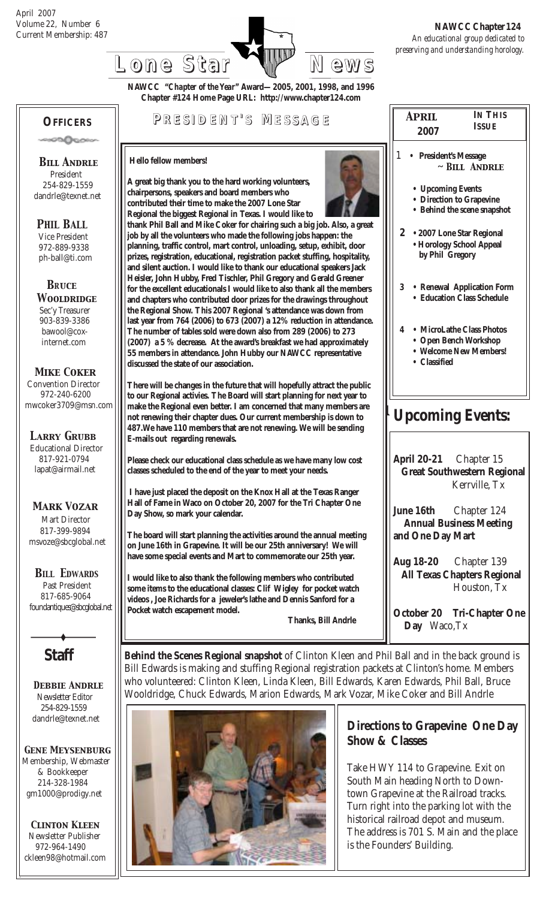April 2007
Volume 22, Number 6
Current Membership: 487

# Lone Star News

**NAWCC Chapter 124**
*An educational group dedicated to preserving and understanding horology.*

**NAWCC "Chapter of the Year" Award—2005, 2001, 1998, and 1996**
**Chapter #124 Home Page URL: http://www.chapter124.com**

## OFFICERS

**BILL ANDRLE**
President
254-829-1559
dandrle@texnet.net

**PHIL BALL**
Vice President
972-889-9338
ph-ball@ti.com

**BRUCE WOOLDRIDGE**
Sec'y Treasurer
903-839-3386
bawool@cox-internet.com

**MIKE COKER**
Convention Director
972-240-6200
mwcoker3709@msn.com

**LARRY GRUBB**
Educational Director
817-921-0794
lapat@airmail.net

**MARK VOZAR**
Mart Director
817-399-9894
msvoze@sbcglobal.net

**BILL EDWARDS**
Past President
817-685-9064
foundantiques@sbcglobal.net

## Staff

**DEBBIE ANDRLE**
Newsletter Editor
254-829-1559
dandrle@texnet.net

**GENE MEYSENBURG**
Membership, Webmaster & Bookkeeper
214-328-1984
gm1000@prodigy.net

**CLINTON KLEEN**
Newsletter Publisher
972-964-1490
ckleen98@hotmail.com

## PRESIDENT'S MESSAGE

**Hello fellow members!**

**A great big thank you to the hard working volunteers, chairpersons, speakers and board members who contributed their time to make the 2007 Lone Star Regional the biggest Regional in Texas. I would like to thank Phil Ball and Mike Coker for chairing such a big job. Also, a great job by all the volunteers who made the following jobs happen: the planning, traffic control, mart control, unloading, setup, exhibit, door prizes, registration, educational, registration packet stuffing, hospitality, and silent auction. I would like to thank our educational speakers Jack Heisler, John Hubby, Fred Tischler, Phil Gregory and Gerald Greener for the excellent educationals I would like to also thank all the members and chapters who contributed door prizes for the drawings throughout the Regional Show. This 2007 Regional 's attendance was down from last year from 764 (2006) to 673 (2007) a 12% reduction in attendance. The number of tables sold were down also from 289 (2006) to 273 (2007) a 5 % decrease. At the award's breakfast we had approximately 55 members in attendance. John Hubby our NAWCC representative discussed the state of our association.**

**There will be changes in the future that will hopefully attract the public to our Regional activies. The Board will start planning for next year to make the Regional even better. I am concerned that many members are not renewing their chapter dues. Our current membership is down to 487.We have 110 members that are not renewing. We will be sending E-mails out regarding renewals.**

**Please check our educational class schedule as we have many low cost classes scheduled to the end of the year to meet your needs.**

**I have just placed the deposit on the Knox Hall at the Texas Ranger Hall of Fame in Waco on October 20, 2007 for the Tri Chapter One Day Show, so mark your calendar.**

**The board will start planning the activities around the annual meeting on June 16th in Grapevine. It will be our 25th anniversary! We will have some special events and Mart to commemorate our 25th year.**

**I would like to also thank the following members who contributed some items to the educational classes: Clif Wigley for pocket watch videos , Joe Richards for a jeweler's lathe and Dennis Sanford for a Pocket watch escapement model.**

**Thanks, Bill Andrle**

## APRIL 2007 — IN THIS ISSUE

1 • **President's Message** ~ **BILL ANDRLE**
- **Upcoming Events**
- **Direction to Grapevine**
- **Behind the scene snapshot**

2 • **2007 Lone Star Regional**
- **Horology School Appeal by Phil Gregory**

3 • **Renewal Application Form**
- **Education Class Schedule**

4 • **MicroLathe Class Photos**
- **Open Bench Workshop**
- **Welcome New Members!**
- **Classified**

## Upcoming Events:

**April 20-21** Chapter 15 **Great Southwestern Regional** Kerrville, Tx

**June 16th** Chapter 124 **Annual Business Meeting and One Day Mart**

**Aug 18-20** Chapter 139 **All Texas Chapters Regional** Houston, Tx

**October 20 Tri-Chapter One Day** Waco,Tx

**Behind the Scenes Regional snapshot** of Clinton Kleen and Phil Ball and in the back ground is Bill Edwards is making and stuffing Regional registration packets at Clinton's home. Members who volunteered: Clinton Kleen, Linda Kleen, Bill Edwards, Karen Edwards, Phil Ball, Bruce Wooldridge, Chuck Edwards, Marion Edwards, Mark Vozar, Mike Coker and Bill Andrle

## Directions to Grapevine One Day Show & Classes

Take HWY 114 to Grapevine. Exit on South Main heading North to Downtown Grapevine at the Railroad tracks. Turn right into the parking lot with the historical railroad depot and museum. The address is 701 S. Main and the place is the Founders' Building.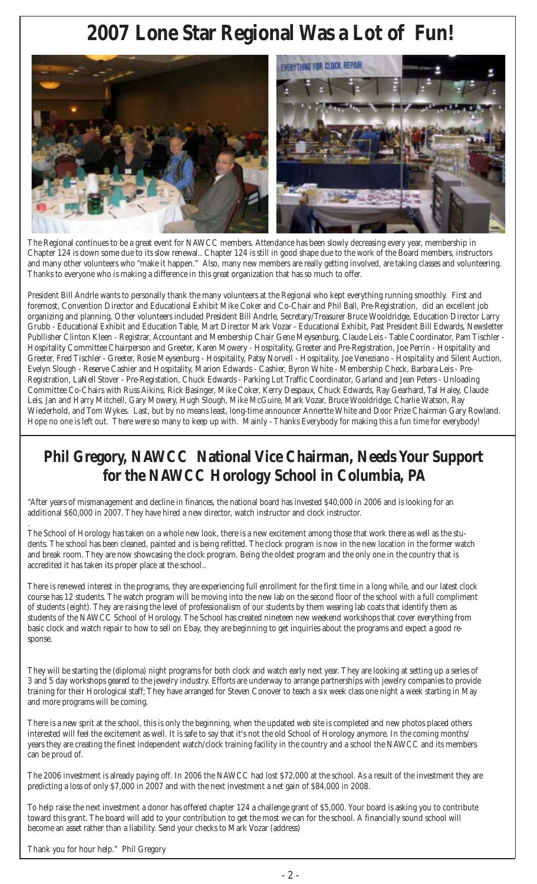# 2007 Lone Star Regional Was a Lot of Fun!

The Regional continues to be a great event for NAWCC members. Attendance has been slowly decreasing every year, membership in Chapter 124 is down some due to its slow renewal.. Chapter 124 is still in good shape due to the work of the Board members, instructors and many other volunteers who "make it happen." Also, many new members are really getting involved, are taking classes and volunteering. Thanks to everyone who is making a difference in this great organization that has so much to offer.

President Bill Andrle wants to personally thank the many volunteers at the Regional who kept everything running smoothly. First and foremost, Convention Director and Educational Exhibit Mike Coker and Co-Chair and Phil Ball, Pre-Registration, did an excellent job organizing and planning. Other volunteers included President Bill Andrle, Secretary/Treasurer Bruce Wooldridge, Education Director Larry Grubb - Educational Exhibit and Education Table, Mart Director Mark Vozar - Educational Exhibit, Past President Bill Edwards, Newsletter Publlisher Clinton Kleen - Registrar, Accountant and Membership Chair Gene Meysenburg, Claude Leis - Table Coordinator, Pam Tischler - Hospitality Committee Chairperson and Greeter, Karen Mowery - Hospitality, Greeter and Pre-Registration, Joe Perrin - Hospitality and Greeter, Fred Tischler - Greeter, Rosie Meysenburg - Hospitality, Patsy Norvell - Hospitality, Joe Veneziano - Hospitality and Silent Auction, Evelyn Slough - Reserve Cashier and Hospitality, Marion Edwards - Cashier, Byron White - Membership Check, Barbara Leis - Pre-Registration, LaNell Stover - Pre-Registation, Chuck Edwards - Parking Lot Traffic Coordinator, Garland and Jean Peters - Unloading Committee Co-Chairs with Russ Aikins, Rick Basinger, Mike Coker, Kerry Despaux, Chuck Edwards, Ray Gearhard, Tal Haley, Claude Leis, Jan and Harry Mitchell, Gary Mowery, Hugh Slough, Mike McGuire, Mark Vozar, Bruce Wooldridge, Charlie Watson, Ray Wiederhold, and Tom Wykes. Last, but by no means least, long-time announcer Annertte White and Door Prize Chairman Gary Rowland. Hope no one is left out. There were so many to keep up with. Mainly - Thanks Everybody for making this a fun time for everybody!

## Phil Gregory, NAWCC National Vice Chairman, Needs Your Support for the NAWCC Horology School in Columbia, PA

"After years of mismanagement and decline in finances, the national board has invested $40,000 in 2006 and is looking for an additional $60,000 in 2007. They have hired a new director, watch instructor and clock instructor.

The School of Horology has taken on a whole new look, there is a new excitement among those that work there as well as the students. The school has been cleaned, painted and is being refitted. The clock program is now in the new location in the former watch and break room. They are now showcasing the clock program. Being the oldest program and the only one in the country that is accredited it has taken its proper place at the school..

There is renewed interest in the programs, they are experiencing full enrollment for the first time in a long while, and our latest clock course has 12 students. The watch program will be moving into the new lab on the second floor of the school with a full compliment of students (eight). They are raising the level of professionalism of our students by them wearing lab coats that identify them as students of the NAWCC School of Horology. The School has created nineteen new weekend workshops that cover everything from basic clock and watch repair to how to sell on Ebay, they are beginning to get inquiries about the programs and expect a good response.

They will be starting the (diploma) night programs for both clock and watch early next year. They are looking at setting up a series of 3 and 5 day workshops geared to the jewelry industry. Efforts are underway to arrange partnerships with jewelry companies to provide training for their Horological staff; They have arranged for Steven Conover to teach a six week class one night a week starting in May and more programs will be coming.

There is a new sprit at the school, this is only the beginning, when the updated web site is completed and new photos placed others interested will feel the excitement as well. It is safe to say that it's not the old School of Horology anymore. In the coming months/years they are creating the finest independent watch/clock training facility in the country and a school the NAWCC and its members can be proud of.

The 2006 investment is already paying off. In 2006 the NAWCC had lost $72,000 at the school. As a result of the investment they are predicting a loss of only $7,000 in 2007 and with the next investment a net gain of $84,000 in 2008.

To help raise the next investment a donor has offered chapter 124 a challenge grant of $5,000. Your board is asking you to contribute toward this grant. The board will add to your contribution to get the most we can for the school. A financially sound school will become an asset rather than a liability. Send your checks to Mark Vozar (address)

Thank you for hour help." Phil Gregory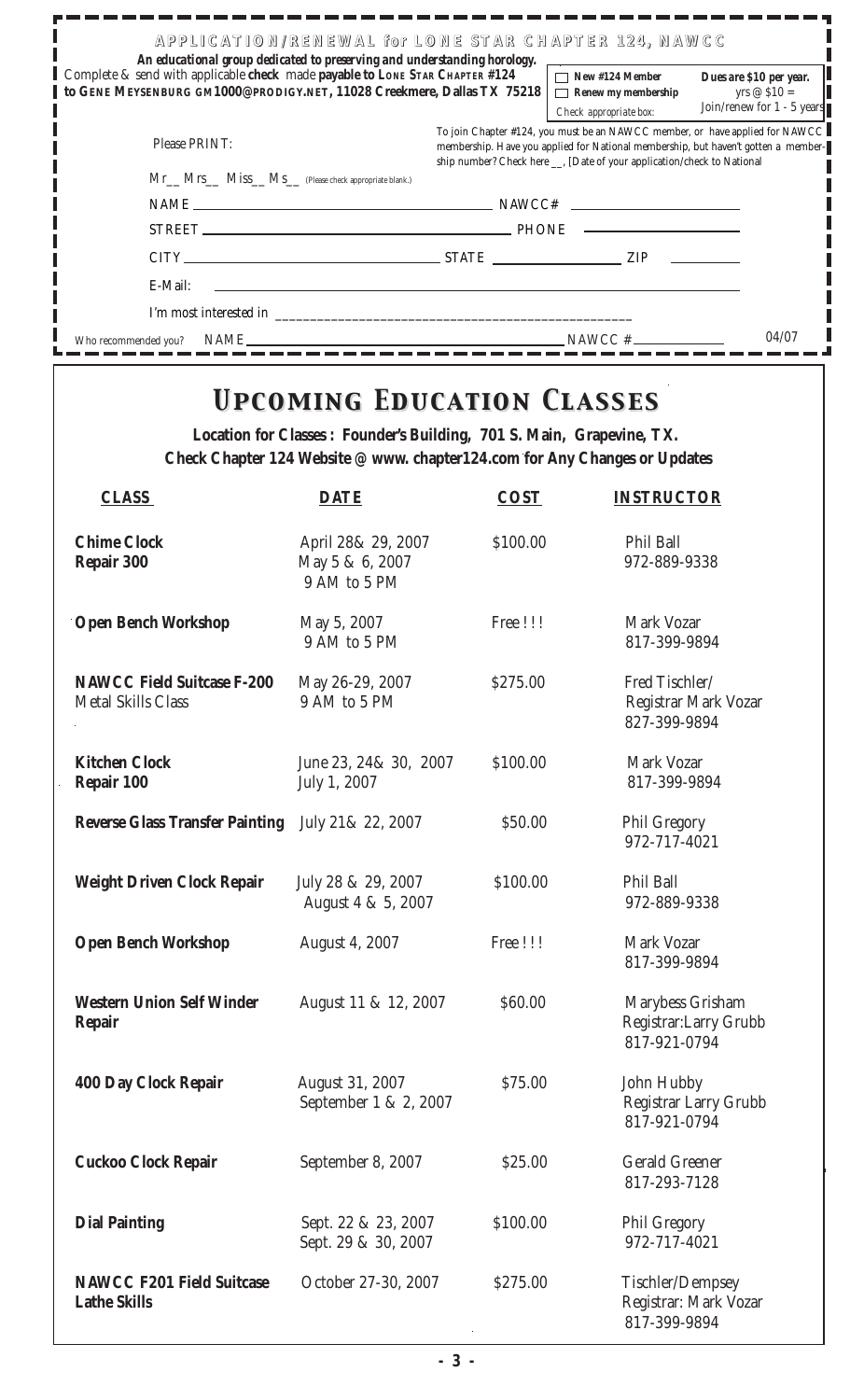**APPLICATION/RENEWAL for LONE STAR CHAPTER 124, NAWCC**

*An educational group dedicated to preserving and understanding horology.*

Complete & send with applicable **check** made **payable to LONE STAR CHAPTER #124 to GENE MEYSENBURG GM1000@PRODIGY.NET, 11028 Creekmere, Dallas TX 75218**

☐ **New #124 Member**
☐ **Renew my membership**
Check appropriate box:

**Dues are $10 per year.**
yrs @ $10 =
Join/renew for 1 - 5 years

Please PRINT:

To join Chapter #124, you must be an NAWCC member, or have applied for NAWCC membership. Have you applied for National membership, but haven't gotten a membership number? Check here __, [Date of your application/check to National

Mr__ Mrs__ Miss__ Ms__ (Please check appropriate blank.)

NAME ______________________ NAWCC# ______________

STREET ______________________ PHONE ______________

CITY ______________ STATE ______________ ZIP ________

E-Mail: ______________________

I'm most interested in ______________________

Who recommended you? NAME ______________________ NAWCC # ____________

04/07

# *UPCOMING EDUCATION CLASSES*

**Location for Classes : Founder's Building, 701 S. Main, Grapevine, TX.**
**Check Chapter 124 Website @ www. chapter124.com for Any Changes or Updates**

| CLASS | DATE | COST | INSTRUCTOR |
|---|---|---|---|
| **Chime Clock Repair 300** | April 28& 29, 2007<br>May 5 & 6, 2007<br>9 AM to 5 PM | $100.00 | Phil Ball<br>972-889-9338 |
| **Open Bench Workshop** | May 5, 2007<br>9 AM to 5 PM | Free ! ! ! | Mark Vozar<br>817-399-9894 |
| **NAWCC Field Suitcase F-200** Metal Skills Class | May 26-29, 2007<br>9 AM to 5 PM | $275.00 | Fred Tischler/<br>Registrar Mark Vozar<br>827-399-9894 |
| **Kitchen Clock Repair 100** | June 23, 24& 30, 2007<br>July 1, 2007 | $100.00 | Mark Vozar<br>817-399-9894 |
| **Reverse Glass Transfer Painting** | July 21& 22, 2007 | $50.00 | Phil Gregory<br>972-717-4021 |
| **Weight Driven Clock Repair** | July 28 & 29, 2007<br>August 4 & 5, 2007 | $100.00 | Phil Ball<br>972-889-9338 |
| **Open Bench Workshop** | August 4, 2007 | Free ! ! ! | Mark Vozar<br>817-399-9894 |
| **Western Union Self Winder Repair** | August 11 & 12, 2007 | $60.00 | Marybess Grisham<br>Registrar:Larry Grubb<br>817-921-0794 |
| **400 Day Clock Repair** | August 31, 2007<br>September 1 & 2, 2007 | $75.00 | John Hubby<br>Registrar Larry Grubb<br>817-921-0794 |
| **Cuckoo Clock Repair** | September 8, 2007 | $25.00 | Gerald Greener<br>817-293-7128 |
| **Dial Painting** | Sept. 22 & 23, 2007<br>Sept. 29 & 30, 2007 | $100.00 | Phil Gregory<br>972-717-4021 |
| **NAWCC F201 Field Suitcase Lathe Skills** | October 27-30, 2007 | $275.00 | Tischler/Dempsey<br>Registrar: Mark Vozar<br>817-399-9894 |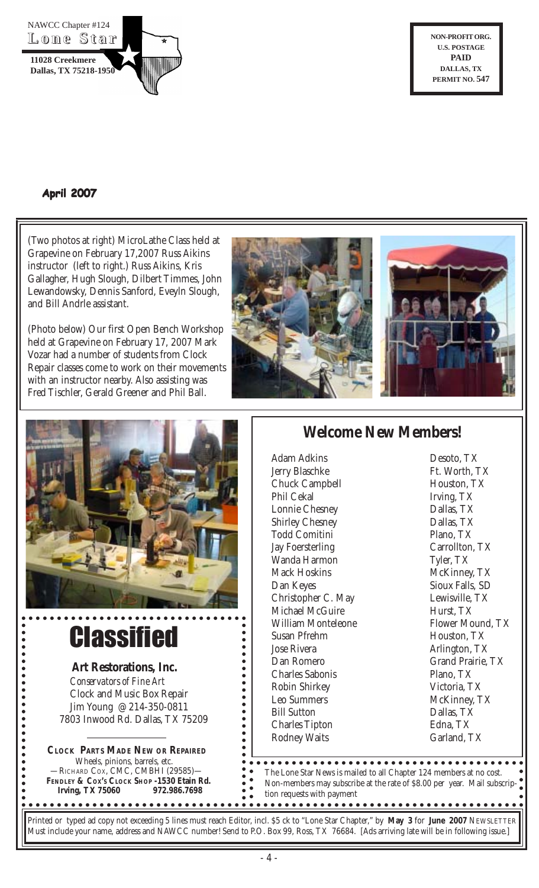NAWCC Chapter #124

**Lone Star**

**11028 Creekmere**
**Dallas, TX 75218-1950**

**NON-PROFIT ORG.**
**U.S. POSTAGE**
**PAID**
**DALLAS, TX**
**PERMIT NO. 547**

**April 2007**

(Two photos at right) MicroLathe Class held at Grapevine on February 17,2007 Russ Aikins instructor (left to right.) Russ Aikins, Kris Gallagher, Hugh Slough, Dilbert Timmes, John Lewandowsky, Dennis Sanford, Eveyln Slough, and Bill Andrle assistant.

(Photo below) Our first Open Bench Workshop held at Grapevine on February 17, 2007 Mark Vozar had a number of students from Clock Repair classes come to work on their movements with an instructor nearby. Also assisting was Fred Tischler, Gerald Greener and Phil Ball.

## Welcome New Members!

| | |
|---|---|
| Adam Adkins | Desoto, TX |
| Jerry Blaschke | Ft. Worth, TX |
| Chuck Campbell | Houston, TX |
| Phil Cekal | Irving, TX |
| Lonnie Chesney | Dallas, TX |
| Shirley Chesney | Dallas, TX |
| Todd Comitini | Plano, TX |
| Jay Foersterling | Carrollton, TX |
| Wanda Harmon | Tyler, TX |
| Mack Hoskins | McKinney, TX |
| Dan Keyes | Sioux Falls, SD |
| Christopher C. May | Lewisville, TX |
| Michael McGuire | Hurst, TX |
| William Monteleone | Flower Mound, TX |
| Susan Pfrehm | Houston, TX |
| Jose Rivera | Arlington, TX |
| Dan Romero | Grand Prairie, TX |
| Charles Sabonis | Plano, TX |
| Robin Shirkey | Victoria, TX |
| Leo Summers | McKinney, TX |
| Bill Sutton | Dallas, TX |
| Charles Tipton | Edna, TX |
| Rodney Waits | Garland, TX |

# Classified

**Art Restorations, Inc.**
*Conservators of Fine Art*
Clock and Music Box Repair
Jim Young @ 214-350-0811
7803 Inwood Rd. Dallas, TX 75209

**CLOCK PARTS MADE NEW OR REPAIRED**
Wheels, pinions, barrels, etc.
—RICHARD COX, CMC, CMBHI (29585)—
**FENDLEY & COX'S CLOCK SHOP -1530 Etain Rd.**
**Irving, TX 75060 972.986.7698**

The Lone Star News is mailed to all Chapter 124 members at no cost. Non-members may subscribe at the rate of $8.00 per year. Mail subscription requests with payment

Printed or typed ad copy not exceeding 5 lines must reach Editor, incl. $5 ck to "Lone Star Chapter," by **May 3** for **June 2007** NEWSLETTER Must include your name, address and NAWCC number! Send to P.O. Box 99, Ross, TX 76684. [Ads arriving late will be in following issue.]